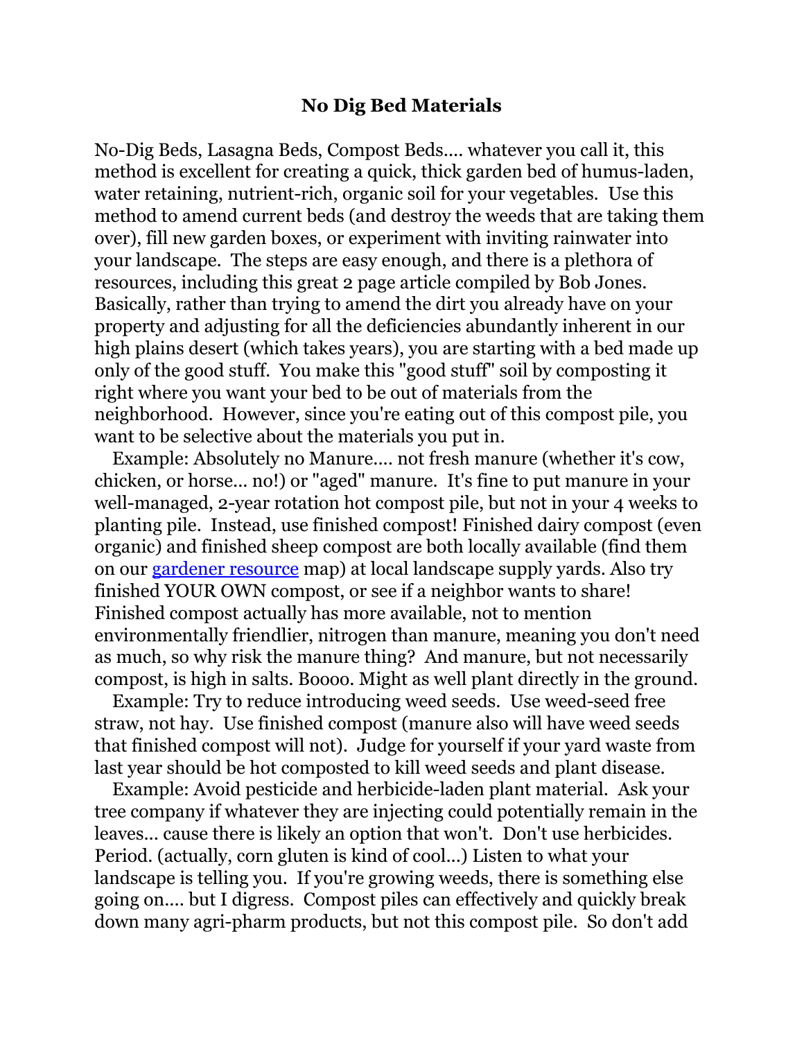# No Dig Bed Materials

No-Dig Beds, Lasagna Beds, Compost Beds.... whatever you call it, this method is excellent for creating a quick, thick garden bed of humus-laden, water retaining, nutrient-rich, organic soil for your vegetables. Use this method to amend current beds (and destroy the weeds that are taking them over), fill new garden boxes, or experiment with inviting rainwater into your landscape. The steps are easy enough, and there is a plethora of resources, including this great 2 page article compiled by Bob Jones. Basically, rather than trying to amend the dirt you already have on your property and adjusting for all the deficiencies abundantly inherent in our high plains desert (which takes years), you are starting with a bed made up only of the good stuff. You make this "good stuff" soil by composting it right where you want your bed to be out of materials from the neighborhood. However, since you're eating out of this compost pile, you want to be selective about the materials you put in.

Example: Absolutely no Manure.... not fresh manure (whether it's cow, chicken, or horse... no!) or "aged" manure. It's fine to put manure in your well-managed, 2-year rotation hot compost pile, but not in your 4 weeks to planting pile. Instead, use finished compost! Finished dairy compost (even organic) and finished sheep compost are both locally available (find them on our [gardener resource] map) at local landscape supply yards. Also try finished YOUR OWN compost, or see if a neighbor wants to share! Finished compost actually has more available, not to mention environmentally friendlier, nitrogen than manure, meaning you don't need as much, so why risk the manure thing? And manure, but not necessarily compost, is high in salts. Boooo. Might as well plant directly in the ground.

Example: Try to reduce introducing weed seeds. Use weed-seed free straw, not hay. Use finished compost (manure also will have weed seeds that finished compost will not). Judge for yourself if your yard waste from last year should be hot composted to kill weed seeds and plant disease.

Example: Avoid pesticide and herbicide-laden plant material. Ask your tree company if whatever they are injecting could potentially remain in the leaves... cause there is likely an option that won't. Don't use herbicides. Period. (actually, corn gluten is kind of cool...) Listen to what your landscape is telling you. If you're growing weeds, there is something else going on.... but I digress. Compost piles can effectively and quickly break down many agri-pharm products, but not this compost pile. So don't add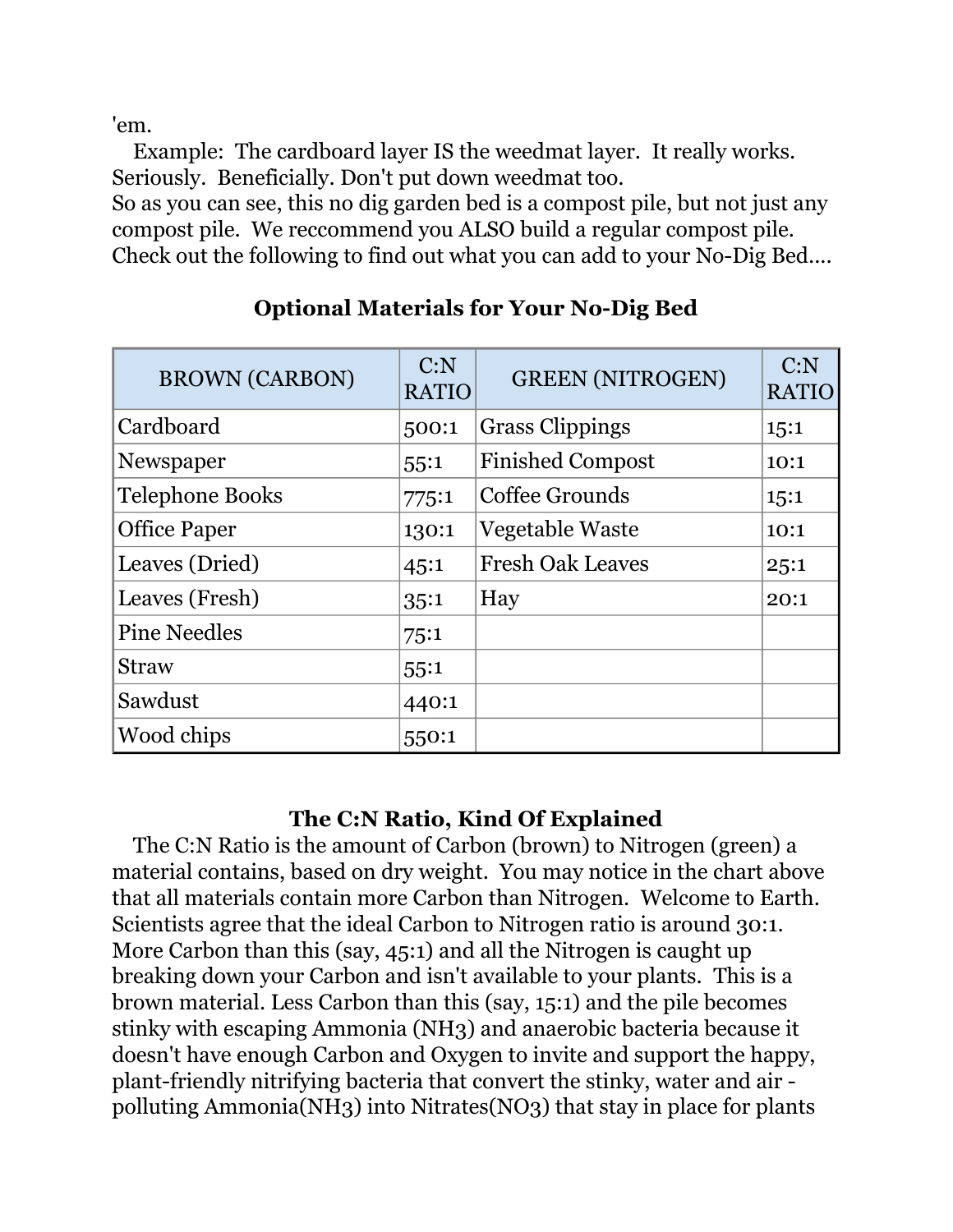'em.

Example: The cardboard layer IS the weedmat layer. It really works. Seriously. Beneficially. Don't put down weedmat too.

So as you can see, this no dig garden bed is a compost pile, but not just any compost pile. We reccommend you ALSO build a regular compost pile. Check out the following to find out what you can add to your No-Dig Bed....

### Optional Materials for Your No-Dig Bed

| BROWN (CARBON) | C:N RATIO | GREEN (NITROGEN) | C:N RATIO |
|---|---|---|---|
| Cardboard | 500:1 | Grass Clippings | 15:1 |
| Newspaper | 55:1 | Finished Compost | 10:1 |
| Telephone Books | 775:1 | Coffee Grounds | 15:1 |
| Office Paper | 130:1 | Vegetable Waste | 10:1 |
| Leaves (Dried) | 45:1 | Fresh Oak Leaves | 25:1 |
| Leaves (Fresh) | 35:1 | Hay | 20:1 |
| Pine Needles | 75:1 | | |
| Straw | 55:1 | | |
| Sawdust | 440:1 | | |
| Wood chips | 550:1 | | |

### The C:N Ratio, Kind Of Explained

The C:N Ratio is the amount of Carbon (brown) to Nitrogen (green) a material contains, based on dry weight. You may notice in the chart above that all materials contain more Carbon than Nitrogen. Welcome to Earth. Scientists agree that the ideal Carbon to Nitrogen ratio is around 30:1. More Carbon than this (say, 45:1) and all the Nitrogen is caught up breaking down your Carbon and isn't available to your plants. This is a brown material. Less Carbon than this (say, 15:1) and the pile becomes stinky with escaping Ammonia ($NH_3$) and anaerobic bacteria because it doesn't have enough Carbon and Oxygen to invite and support the happy, plant-friendly nitrifying bacteria that convert the stinky, water and air - polluting Ammonia($NH_3$) into Nitrates($NO_3$) that stay in place for plants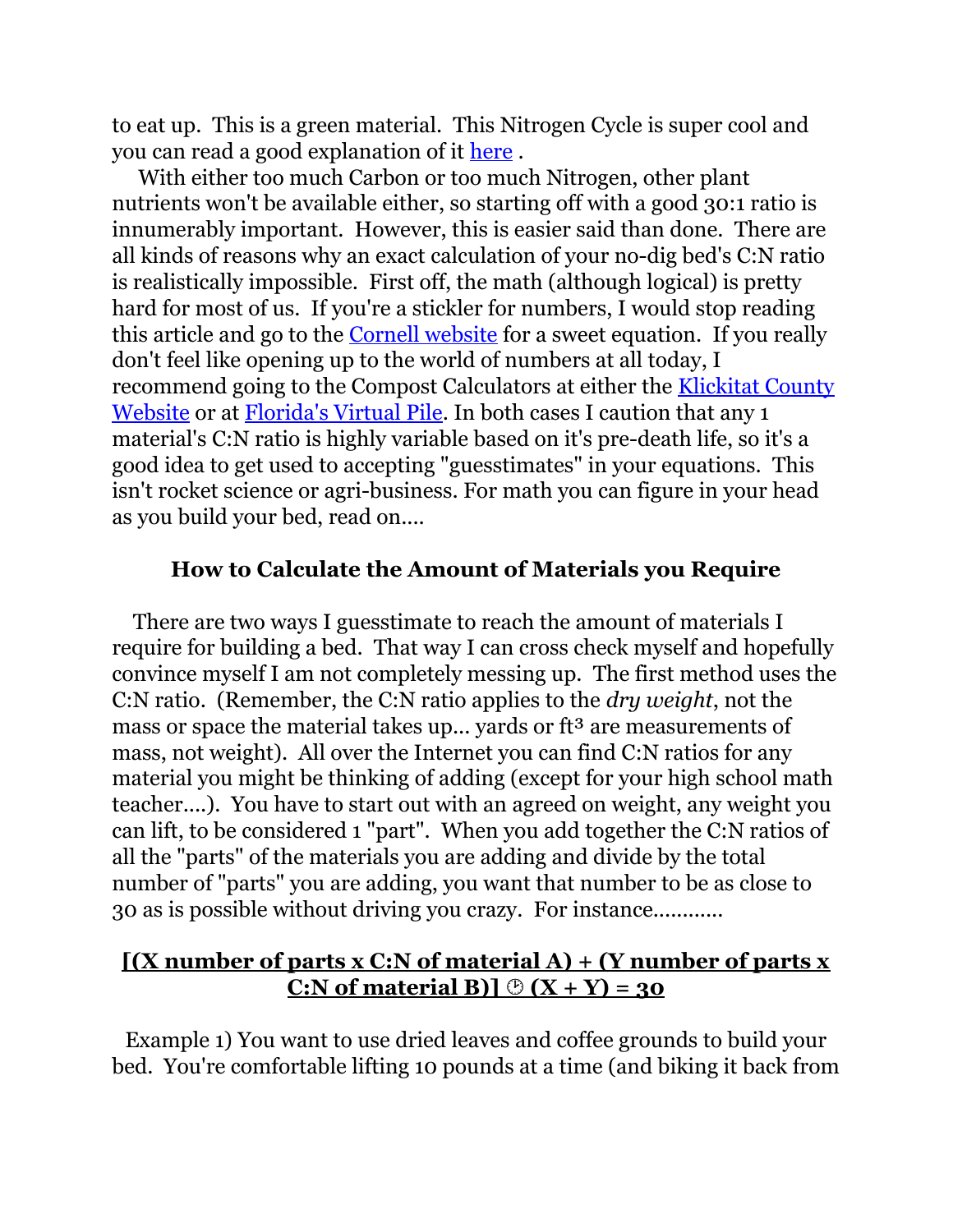to eat up. This is a green material. This Nitrogen Cycle is super cool and you can read a good explanation of it [here](#) .

With either too much Carbon or too much Nitrogen, other plant nutrients won't be available either, so starting off with a good 30:1 ratio is innumerably important. However, this is easier said than done. There are all kinds of reasons why an exact calculation of your no-dig bed's C:N ratio is realistically impossible. First off, the math (although logical) is pretty hard for most of us. If you're a stickler for numbers, I would stop reading this article and go to the [Cornell website](#) for a sweet equation. If you really don't feel like opening up to the world of numbers at all today, I recommend going to the Compost Calculators at either the [Klickitat County Website](#) or at [Florida's Virtual Pile](#). In both cases I caution that any 1 material's C:N ratio is highly variable based on it's pre-death life, so it's a good idea to get used to accepting "guesstimates" in your equations. This isn't rocket science or agri-business. For math you can figure in your head as you build your bed, read on....

### How to Calculate the Amount of Materials you Require

There are two ways I guesstimate to reach the amount of materials I require for building a bed. That way I can cross check myself and hopefully convince myself I am not completely messing up. The first method uses the C:N ratio. (Remember, the C:N ratio applies to the *dry weight*, not the mass or space the material takes up... yards or ft³ are measurements of mass, not weight). All over the Internet you can find C:N ratios for any material you might be thinking of adding (except for your high school math teacher....). You have to start out with an agreed on weight, any weight you can lift, to be considered 1 "part". When you add together the C:N ratios of all the "parts" of the materials you are adding and divide by the total number of "parts" you are adding, you want that number to be as close to 30 as is possible without driving you crazy. For instance............

**[(X number of parts x C:N of material A) + (Y number of parts x C:N of material B)] ÷ (X + Y) = 30**

Example 1) You want to use dried leaves and coffee grounds to build your bed. You're comfortable lifting 10 pounds at a time (and biking it back from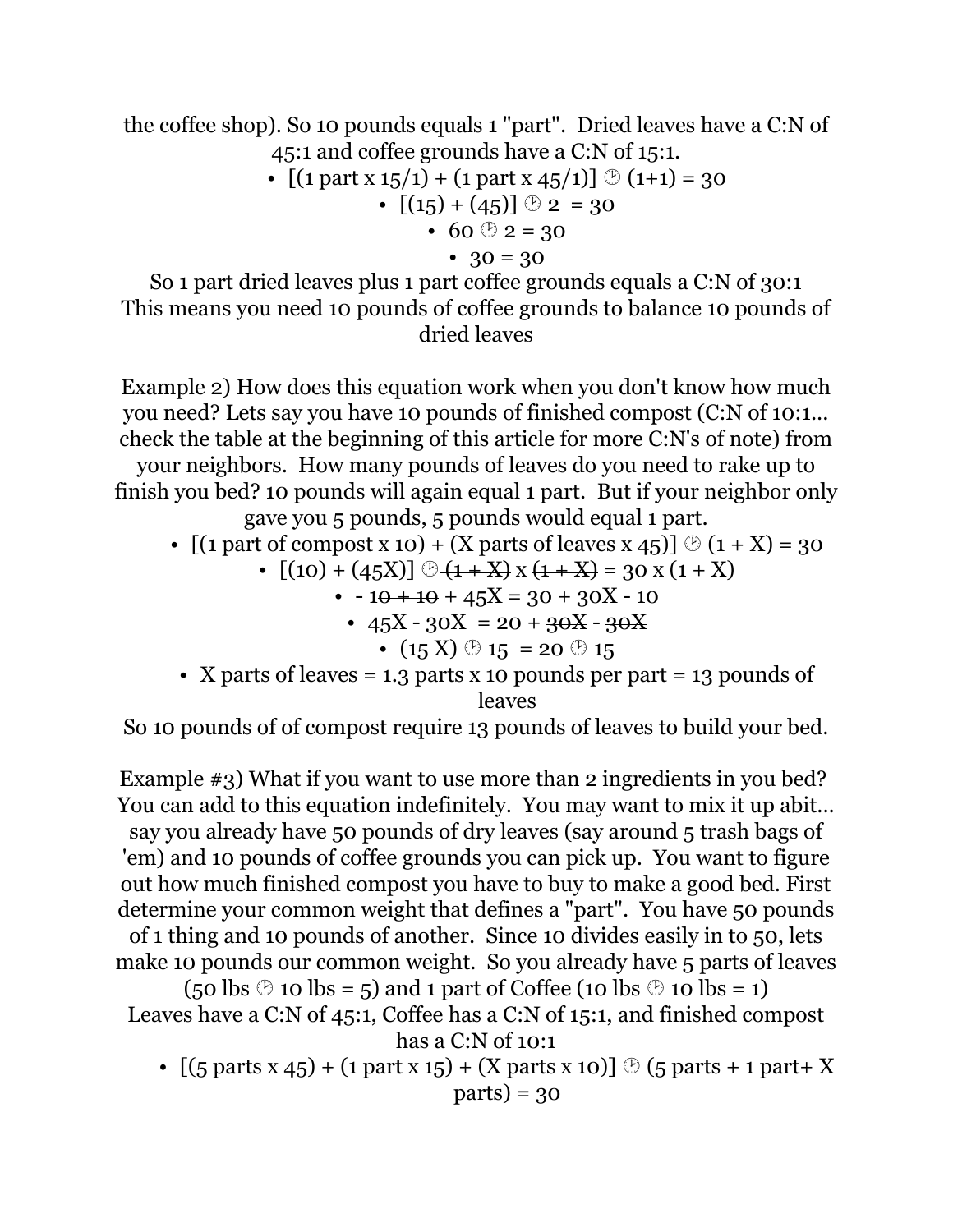the coffee shop). So 10 pounds equals 1 "part". Dried leaves have a C:N of 45:1 and coffee grounds have a C:N of 15:1.

- [(1 part x 15/1) + (1 part x 45/1)] 🕑 (1+1) = 30
- [(15) + (45)] 🕑 2 = 30
- 60 🕑 2 = 30
- 30 = 30

So 1 part dried leaves plus 1 part coffee grounds equals a C:N of 30:1
This means you need 10 pounds of coffee grounds to balance 10 pounds of dried leaves

Example 2) How does this equation work when you don't know how much you need? Lets say you have 10 pounds of finished compost (C:N of 10:1... check the table at the beginning of this article for more C:N's of note) from your neighbors. How many pounds of leaves do you need to rake up to finish you bed? 10 pounds will again equal 1 part. But if your neighbor only gave you 5 pounds, 5 pounds would equal 1 part.

- [(1 part of compost x 10) + (X parts of leaves x 45)] 🕑 (1 + X) = 30
- [(10) + (45X)] 🕑 ~~(1 + X)~~ x ~~(1 + X)~~ = 30 x (1 + X)
- \- 1~~0 + 10~~ + 45X = 30 + 30X - 10
- 45X - 30X = 20 + ~~30X~~ - ~~30X~~
- (15 X) 🕑 15 = 20 🕑 15
- X parts of leaves = 1.3 parts x 10 pounds per part = 13 pounds of leaves

So 10 pounds of of compost require 13 pounds of leaves to build your bed.

Example #3) What if you want to use more than 2 ingredients in you bed? You can add to this equation indefinitely. You may want to mix it up abit... say you already have 50 pounds of dry leaves (say around 5 trash bags of 'em) and 10 pounds of coffee grounds you can pick up. You want to figure out how much finished compost you have to buy to make a good bed. First determine your common weight that defines a "part". You have 50 pounds of 1 thing and 10 pounds of another. Since 10 divides easily in to 50, lets make 10 pounds our common weight. So you already have 5 parts of leaves (50 lbs 🕑 10 lbs = 5) and 1 part of Coffee (10 lbs 🕑 10 lbs = 1)
Leaves have a C:N of 45:1, Coffee has a C:N of 15:1, and finished compost has a C:N of 10:1

- [(5 parts x 45) + (1 part x 15) + (X parts x 10)] 🕑 (5 parts + 1 part+ X parts) = 30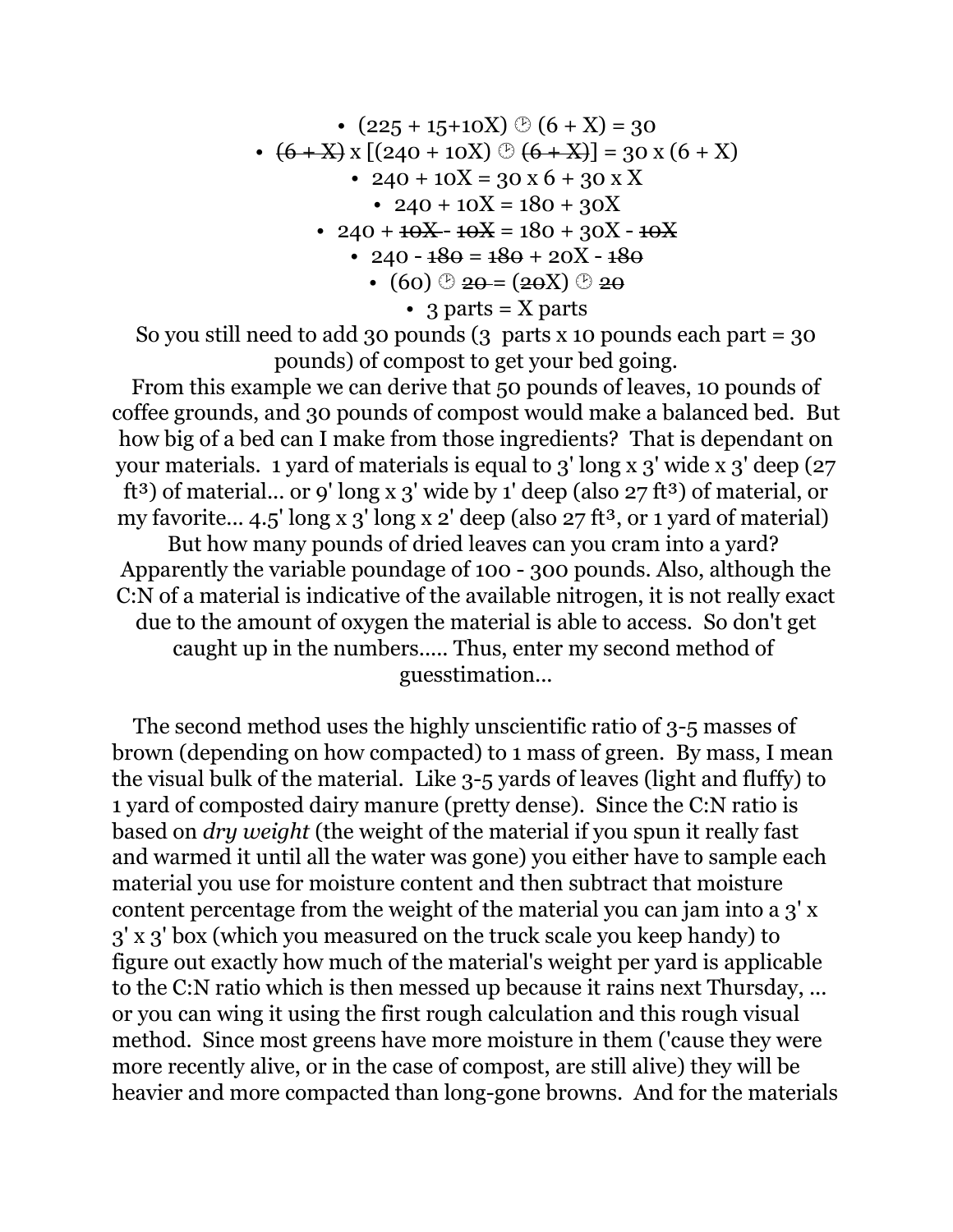- $(225 + 15 + 10X) \div (6 + X) = 30$
- $\cancel{(6 + X)} \times [(240 + 10X) \div \cancel{(6 + X)}] = 30 \times (6 + X)$
- $240 + 10X = 30 \times 6 + 30 \times X$
- $240 + 10X = 180 + 30X$
- $240 + \cancel{10X} - \cancel{10X} = 180 + 30X - \cancel{10X}$
- $240 - \cancel{180} = \cancel{180} + 20X - \cancel{180}$
- $(60) \div \cancel{20} = (\cancel{20}X) \div \cancel{20}$
- 3 parts = X parts

So you still need to add 30 pounds (3 parts x 10 pounds each part = 30 pounds) of compost to get your bed going.

From this example we can derive that 50 pounds of leaves, 10 pounds of coffee grounds, and 30 pounds of compost would make a balanced bed. But how big of a bed can I make from those ingredients? That is dependant on your materials. 1 yard of materials is equal to 3' long x 3' wide x 3' deep (27 $ft^3$) of material... or 9' long x 3' wide by 1' deep (also 27 $ft^3$) of material, or my favorite... 4.5' long x 3' long x 2' deep (also 27 $ft^3$, or 1 yard of material) But how many pounds of dried leaves can you cram into a yard? Apparently the variable poundage of 100 - 300 pounds. Also, although the C:N of a material is indicative of the available nitrogen, it is not really exact due to the amount of oxygen the material is able to access. So don't get caught up in the numbers..... Thus, enter my second method of guesstimation...

The second method uses the highly unscientific ratio of 3-5 masses of brown (depending on how compacted) to 1 mass of green. By mass, I mean the visual bulk of the material. Like 3-5 yards of leaves (light and fluffy) to 1 yard of composted dairy manure (pretty dense). Since the C:N ratio is based on *dry weight* (the weight of the material if you spun it really fast and warmed it until all the water was gone) you either have to sample each material you use for moisture content and then subtract that moisture content percentage from the weight of the material you can jam into a 3' x 3' x 3' box (which you measured on the truck scale you keep handy) to figure out exactly how much of the material's weight per yard is applicable to the C:N ratio which is then messed up because it rains next Thursday, ... or you can wing it using the first rough calculation and this rough visual method. Since most greens have more moisture in them ('cause they were more recently alive, or in the case of compost, are still alive) they will be heavier and more compacted than long-gone browns. And for the materials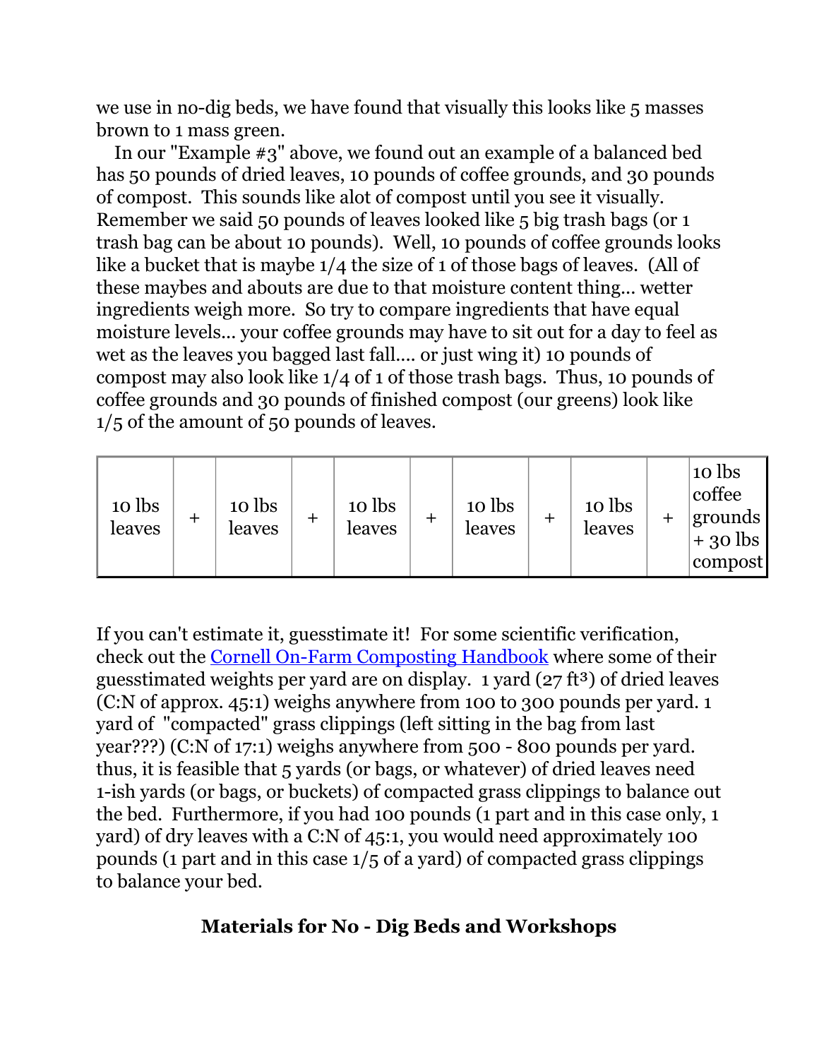we use in no-dig beds, we have found that visually this looks like 5 masses brown to 1 mass green.

In our "Example #3" above, we found out an example of a balanced bed has 50 pounds of dried leaves, 10 pounds of coffee grounds, and 30 pounds of compost. This sounds like alot of compost until you see it visually. Remember we said 50 pounds of leaves looked like 5 big trash bags (or 1 trash bag can be about 10 pounds). Well, 10 pounds of coffee grounds looks like a bucket that is maybe 1/4 the size of 1 of those bags of leaves. (All of these maybes and abouts are due to that moisture content thing... wetter ingredients weigh more. So try to compare ingredients that have equal moisture levels... your coffee grounds may have to sit out for a day to feel as wet as the leaves you bagged last fall.... or just wing it) 10 pounds of compost may also look like 1/4 of 1 of those trash bags. Thus, 10 pounds of coffee grounds and 30 pounds of finished compost (our greens) look like 1/5 of the amount of 50 pounds of leaves.

| 10 lbs leaves | + | 10 lbs leaves | + | 10 lbs leaves | + | 10 lbs leaves | + | 10 lbs leaves | + | 10 lbs coffee grounds + 30 lbs compost |
|---|---|---|---|---|---|---|---|---|---|---|

If you can't estimate it, guesstimate it! For some scientific verification, check out the [Cornell On-Farm Composting Handbook] where some of their guesstimated weights per yard are on display. 1 yard (27 ft³) of dried leaves (C:N of approx. 45:1) weighs anywhere from 100 to 300 pounds per yard. 1 yard of "compacted" grass clippings (left sitting in the bag from last year???) (C:N of 17:1) weighs anywhere from 500 - 800 pounds per yard. thus, it is feasible that 5 yards (or bags, or whatever) of dried leaves need 1-ish yards (or bags, or buckets) of compacted grass clippings to balance out the bed. Furthermore, if you had 100 pounds (1 part and in this case only, 1 yard) of dry leaves with a C:N of 45:1, you would need approximately 100 pounds (1 part and in this case 1/5 of a yard) of compacted grass clippings to balance your bed.

## Materials for No - Dig Beds and Workshops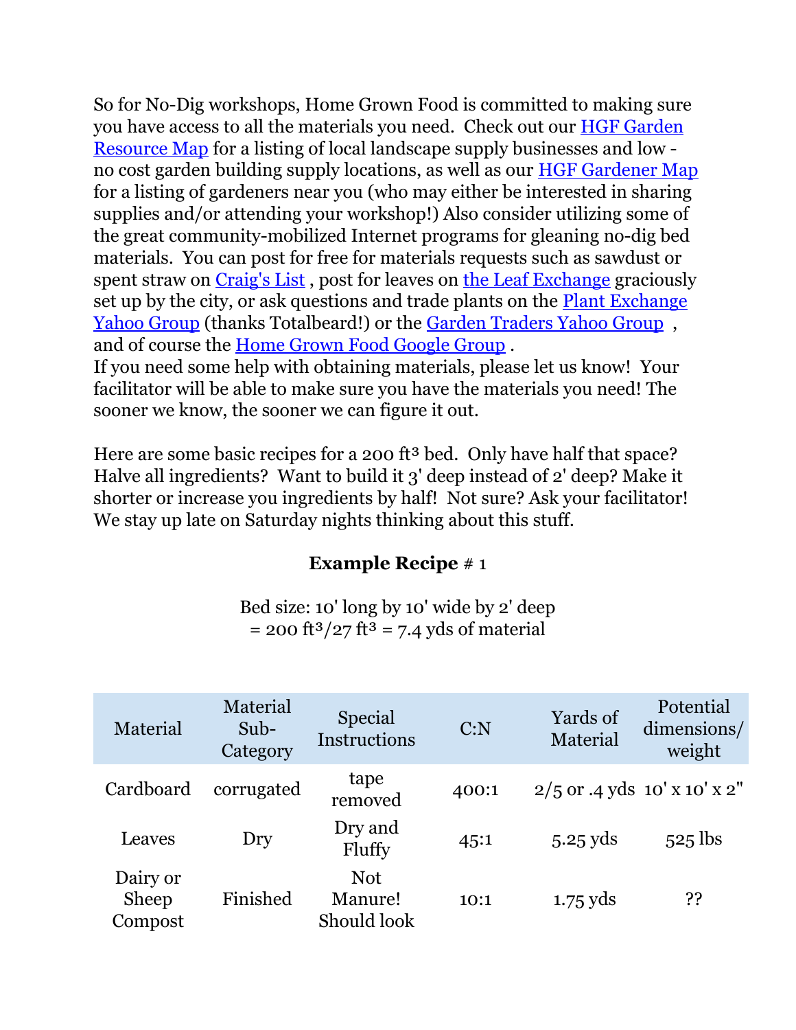So for No-Dig workshops, Home Grown Food is committed to making sure you have access to all the materials you need. Check out our HGF Garden Resource Map for a listing of local landscape supply businesses and low - no cost garden building supply locations, as well as our HGF Gardener Map for a listing of gardeners near you (who may either be interested in sharing supplies and/or attending your workshop!) Also consider utilizing some of the great community-mobilized Internet programs for gleaning no-dig bed materials. You can post for free for materials requests such as sawdust or spent straw on Craig's List , post for leaves on the Leaf Exchange graciously set up by the city, or ask questions and trade plants on the Plant Exchange Yahoo Group (thanks Totalbeard!) or the Garden Traders Yahoo Group , and of course the Home Grown Food Google Group .
If you need some help with obtaining materials, please let us know! Your facilitator will be able to make sure you have the materials you need! The sooner we know, the sooner we can figure it out.

Here are some basic recipes for a 200 $ft^3$ bed. Only have half that space? Halve all ingredients? Want to build it 3' deep instead of 2' deep? Make it shorter or increase you ingredients by half! Not sure? Ask your facilitator! We stay up late on Saturday nights thinking about this stuff.

**Example Recipe** # 1

Bed size: 10' long by 10' wide by 2' deep
= 200 $ft^3$/27 $ft^3$ = 7.4 yds of material

| Material | Material Sub-Category | Special Instructions | C:N | Yards of Material | Potential dimensions/ weight |
|---|---|---|---|---|---|
| Cardboard | corrugated | tape removed | 400:1 | 2/5 or .4 yds | 10' x 10' x 2" |
| Leaves | Dry | Dry and Fluffy | 45:1 | 5.25 yds | 525 lbs |
| Dairy or Sheep Compost | Finished | Not Manure! Should look | 10:1 | 1.75 yds | ?? |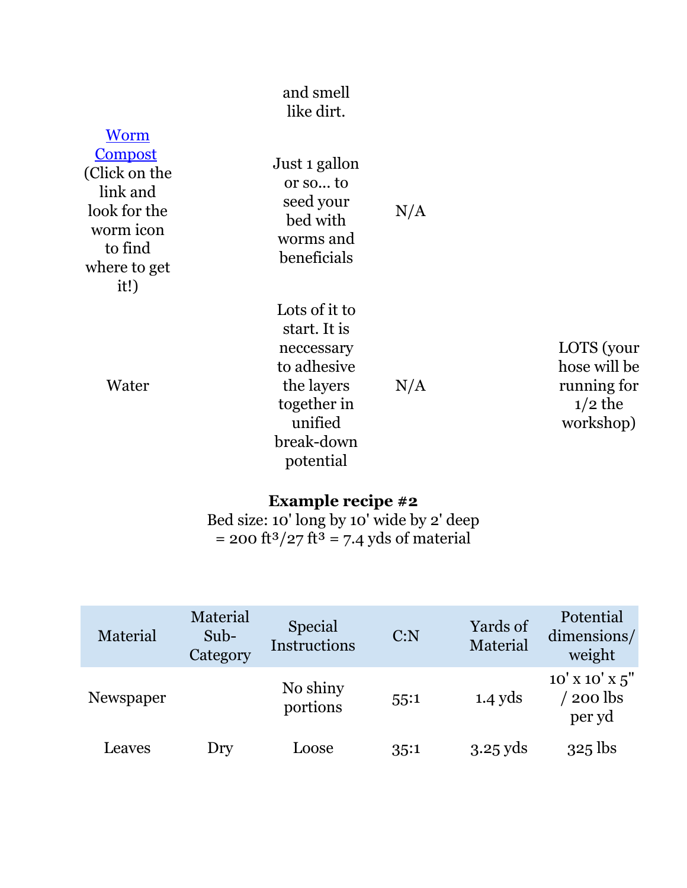| | | | | | |
|---|---|---|---|---|---|
| | | and smell like dirt. | | | |
| [Worm Compost](#) (Click on the link and look for the worm icon to find where to get it!) | | Just 1 gallon or so... to seed your bed with worms and beneficials | N/A | | |
| Water | | Lots of it to start. It is neccessary to adhesive the layers together in unified break-down potential | N/A | | LOTS (your hose will be running for 1/2 the workshop) |

**Example recipe #2**
Bed size: 10' long by 10' wide by 2' deep
= 200 $ft^3$/27 $ft^3$ = 7.4 yds of material

| Material | Material Sub-Category | Special Instructions | C:N | Yards of Material | Potential dimensions/ weight |
|---|---|---|---|---|---|
| Newspaper | | No shiny portions | 55:1 | 1.4 yds | 10' x 10' x 5" / 200 lbs per yd |
| Leaves | Dry | Loose | 35:1 | 3.25 yds | 325 lbs |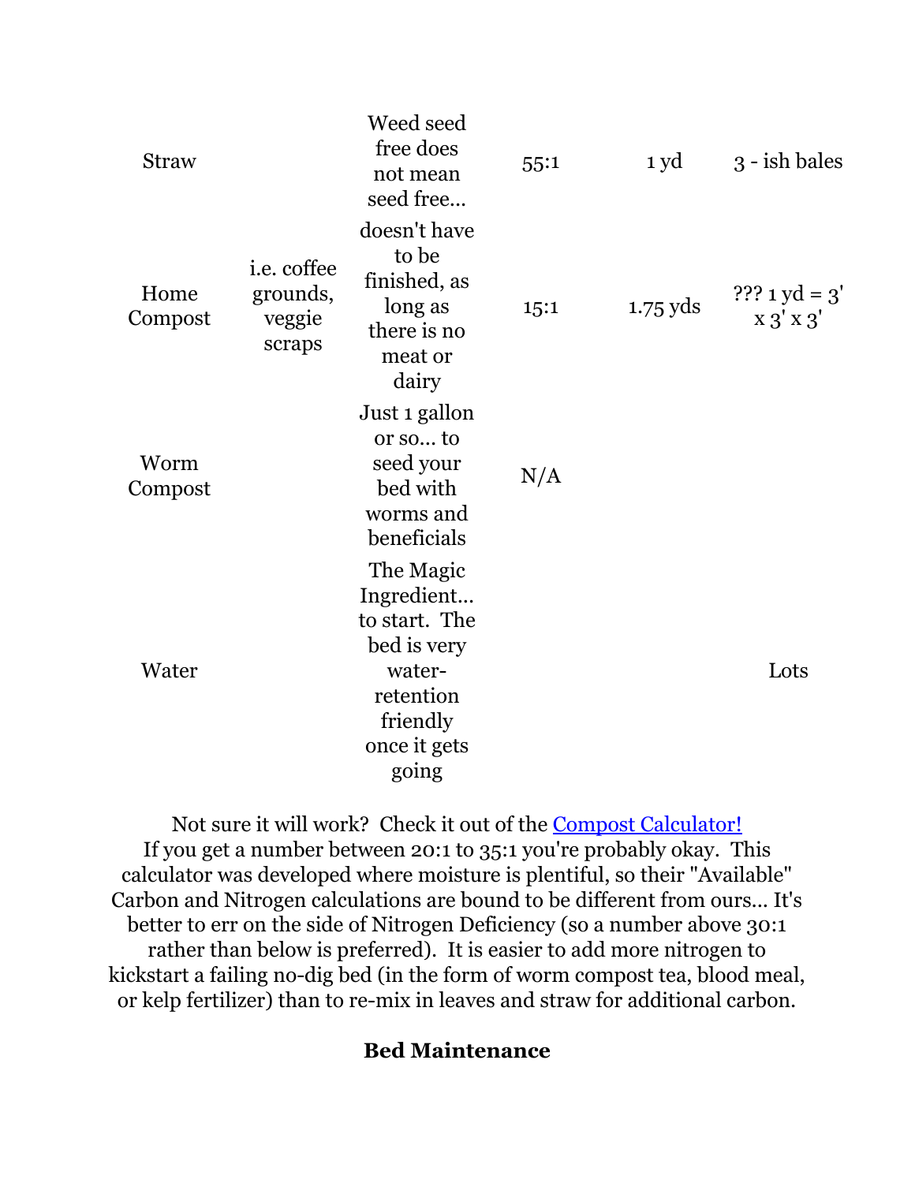| | | | | | |
|---|---|---|---|---|---|
| Straw | | Weed seed free does not mean seed free... | 55:1 | 1 yd | 3 - ish bales |
| Home Compost | i.e. coffee grounds, veggie scraps | doesn't have to be finished, as long as there is no meat or dairy | 15:1 | 1.75 yds | ??? 1 yd = 3' x 3' x 3' |
| Worm Compost | | Just 1 gallon or so... to seed your bed with worms and beneficials | N/A | | |
| Water | | The Magic Ingredient... to start. The bed is very water-retention friendly once it gets going | | | Lots |

Not sure it will work? Check it out of the Compost Calculator! If you get a number between 20:1 to 35:1 you're probably okay. This calculator was developed where moisture is plentiful, so their "Available" Carbon and Nitrogen calculations are bound to be different from ours... It's better to err on the side of Nitrogen Deficiency (so a number above 30:1 rather than below is preferred). It is easier to add more nitrogen to kickstart a failing no-dig bed (in the form of worm compost tea, blood meal, or kelp fertilizer) than to re-mix in leaves and straw for additional carbon.

## Bed Maintenance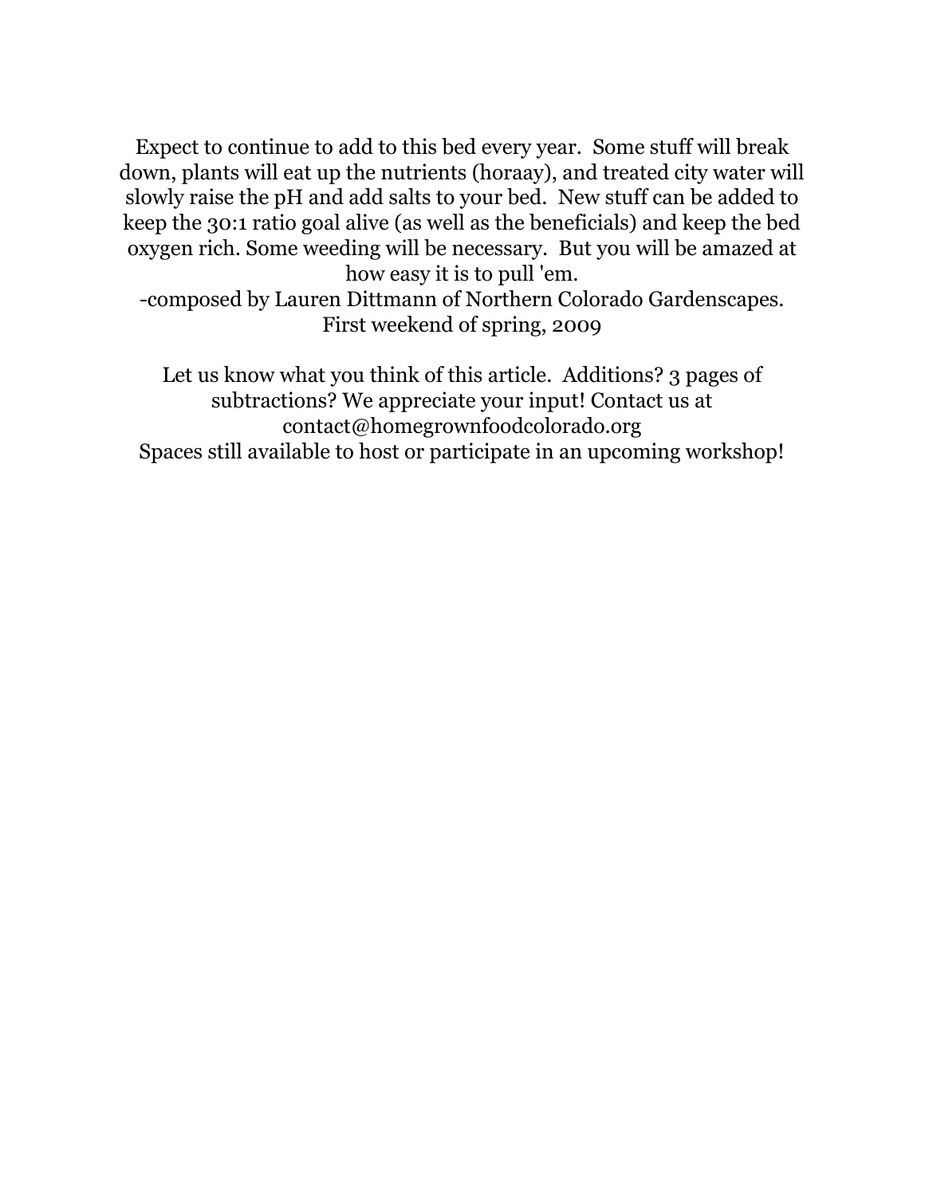Expect to continue to add to this bed every year. Some stuff will break down, plants will eat up the nutrients (horaay), and treated city water will slowly raise the pH and add salts to your bed. New stuff can be added to keep the 30:1 ratio goal alive (as well as the beneficials) and keep the bed oxygen rich. Some weeding will be necessary. But you will be amazed at how easy it is to pull 'em.

-composed by Lauren Dittmann of Northern Colorado Gardenscapes.
First weekend of spring, 2009

Let us know what you think of this article. Additions? 3 pages of subtractions? We appreciate your input! Contact us at contact@homegrownfoodcolorado.org

Spaces still available to host or participate in an upcoming workshop!